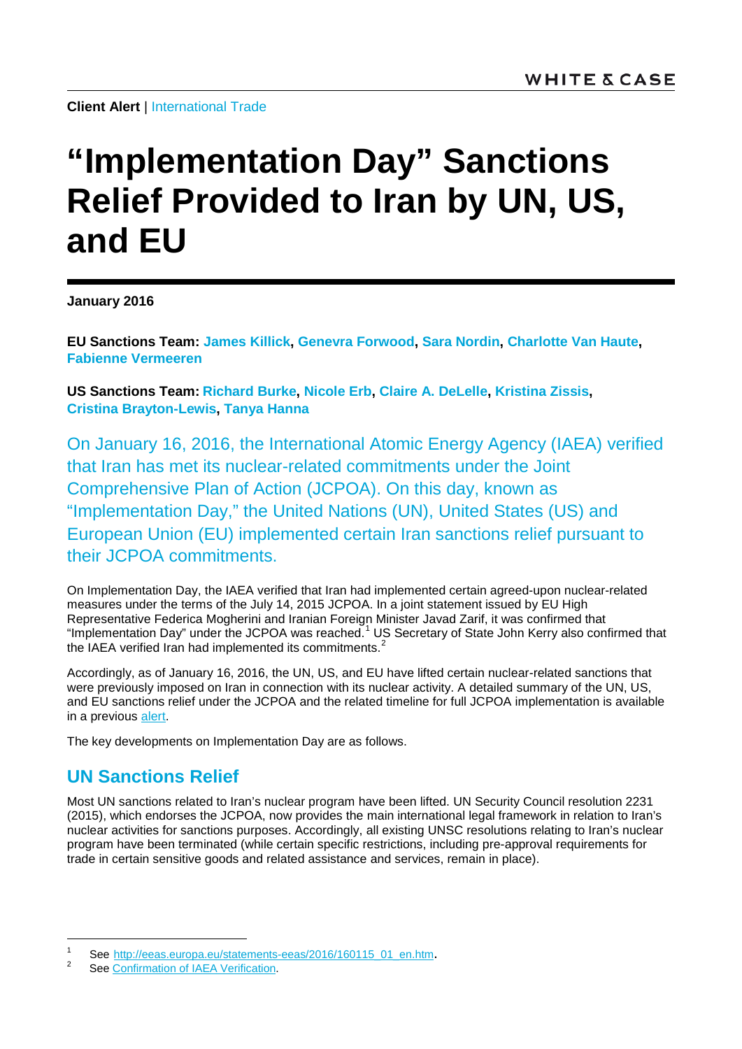**Client Alert** | International Trade

# "Implementation Day" Sanctions Relief Provided to Iran by UN, US, and EU

**January 2016**

**EU Sanctions Team: James Killick, Genevra Forwood, Sara Nordin, Charlotte Van Haute, Fabienne Vermeeren**

**US Sanctions Team: Richard Burke, Nicole Erb, Claire A. DeLelle, Kristina Zissis, Cristina Brayton-Lewis, Tanya Hanna**

On January 16, 2016, the International Atomic Energy Agency (IAEA) verified that Iran has met its nuclear-related commitments under the Joint Comprehensive Plan of Action (JCPOA). On this day, known as "Implementation Day," the United Nations (UN), United States (US) and European Union (EU) implemented certain Iran sanctions relief pursuant to their JCPOA commitments.

On Implementation Day, the IAEA verified that Iran had implemented certain agreed-upon nuclear-related measures under the terms of the July 14, 2015 JCPOA. In a joint statement issued by EU High Representative Federica Mogherini and Iranian Foreign Minister Javad Zarif, it was confirmed that "Implementation Day" under the JCPOA was reached.[1] US Secretary of State John Kerry also confirmed that the IAEA verified Iran had implemented its commitments.[2]

Accordingly, as of January 16, 2016, the UN, US, and EU have lifted certain nuclear-related sanctions that were previously imposed on Iran in connection with its nuclear activity. A detailed summary of the UN, US, and EU sanctions relief under the JCPOA and the related timeline for full JCPOA implementation is available in a previous alert.

The key developments on Implementation Day are as follows.

## UN Sanctions Relief

Most UN sanctions related to Iran's nuclear program have been lifted. UN Security Council resolution 2231 (2015), which endorses the JCPOA, now provides the main international legal framework in relation to Iran's nuclear activities for sanctions purposes. Accordingly, all existing UNSC resolutions relating to Iran's nuclear program have been terminated (while certain specific restrictions, including pre-approval requirements for trade in certain sensitive goods and related assistance and services, remain in place).

---

[1] See http://eeas.europa.eu/statements-eeas/2016/160115_01_en.htm.

[2] See Confirmation of IAEA Verification.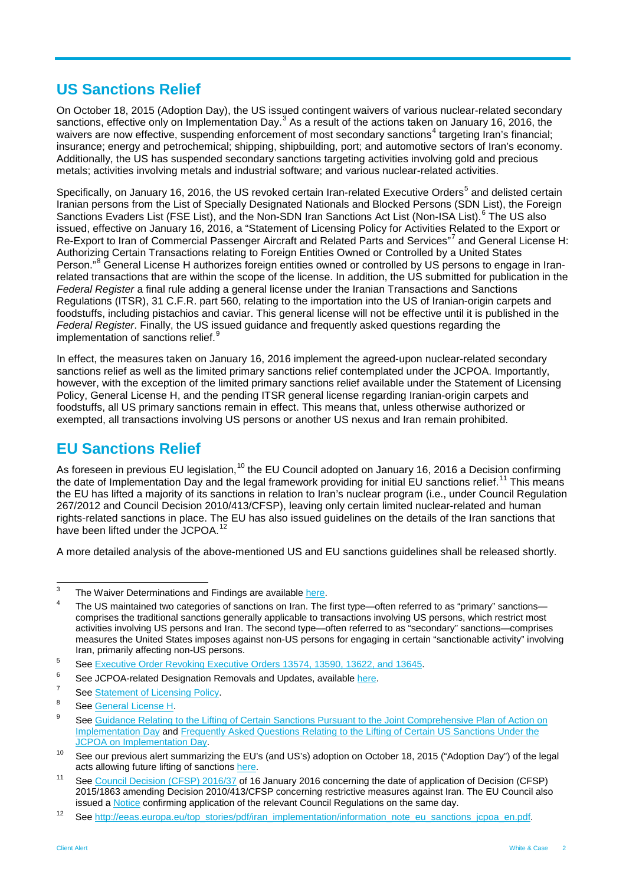## US Sanctions Relief

On October 18, 2015 (Adoption Day), the US issued contingent waivers of various nuclear-related secondary sanctions, effective only on Implementation Day.[3] As a result of the actions taken on January 16, 2016, the waivers are now effective, suspending enforcement of most secondary sanctions[4] targeting Iran's financial; insurance; energy and petrochemical; shipping, shipbuilding, port; and automotive sectors of Iran's economy. Additionally, the US has suspended secondary sanctions targeting activities involving gold and precious metals; activities involving metals and industrial software; and various nuclear-related activities.

Specifically, on January 16, 2016, the US revoked certain Iran-related Executive Orders[5] and delisted certain Iranian persons from the List of Specially Designated Nationals and Blocked Persons (SDN List), the Foreign Sanctions Evaders List (FSE List), and the Non-SDN Iran Sanctions Act List (Non-ISA List).[6] The US also issued, effective on January 16, 2016, a "Statement of Licensing Policy for Activities Related to the Export or Re-Export to Iran of Commercial Passenger Aircraft and Related Parts and Services"[7] and General License H: Authorizing Certain Transactions relating to Foreign Entities Owned or Controlled by a United States Person."[8] General License H authorizes foreign entities owned or controlled by US persons to engage in Iran-related transactions that are within the scope of the license. In addition, the US submitted for publication in the *Federal Register* a final rule adding a general license under the Iranian Transactions and Sanctions Regulations (ITSR), 31 C.F.R. part 560, relating to the importation into the US of Iranian-origin carpets and foodstuffs, including pistachios and caviar. This general license will not be effective until it is published in the *Federal Register*. Finally, the US issued guidance and frequently asked questions regarding the implementation of sanctions relief.[9]

In effect, the measures taken on January 16, 2016 implement the agreed-upon nuclear-related secondary sanctions relief as well as the limited primary sanctions relief contemplated under the JCPOA. Importantly, however, with the exception of the limited primary sanctions relief available under the Statement of Licensing Policy, General License H, and the pending ITSR general license regarding Iranian-origin carpets and foodstuffs, all US primary sanctions remain in effect. This means that, unless otherwise authorized or exempted, all transactions involving US persons or another US nexus and Iran remain prohibited.

## EU Sanctions Relief

As foreseen in previous EU legislation,[10] the EU Council adopted on January 16, 2016 a Decision confirming the date of Implementation Day and the legal framework providing for initial EU sanctions relief.[11] This means the EU has lifted a majority of its sanctions in relation to Iran's nuclear program (i.e., under Council Regulation 267/2012 and Council Decision 2010/413/CFSP), leaving only certain limited nuclear-related and human rights-related sanctions in place. The EU has also issued guidelines on the details of the Iran sanctions that have been lifted under the JCPOA.[12]

A more detailed analysis of the above-mentioned US and EU sanctions guidelines shall be released shortly.

---

[3] The Waiver Determinations and Findings are available here.

[4] The US maintained two categories of sanctions on Iran. The first type—often referred to as "primary" sanctions—comprises the traditional sanctions generally applicable to transactions involving US persons, which restrict most activities involving US persons and Iran. The second type—often referred to as "secondary" sanctions—comprises measures the United States imposes against non-US persons for engaging in certain "sanctionable activity" involving Iran, primarily affecting non-US persons.

[5] See Executive Order Revoking Executive Orders 13574, 13590, 13622, and 13645.

[6] See JCPOA-related Designation Removals and Updates, available here.

[7] See Statement of Licensing Policy.

[8] See General License H.

[9] See Guidance Relating to the Lifting of Certain Sanctions Pursuant to the Joint Comprehensive Plan of Action on Implementation Day and Frequently Asked Questions Relating to the Lifting of Certain US Sanctions Under the JCPOA on Implementation Day.

[10] See our previous alert summarizing the EU's (and US's) adoption on October 18, 2015 ("Adoption Day") of the legal acts allowing future lifting of sanctions here.

[11] See Council Decision (CFSP) 2016/37 of 16 January 2016 concerning the date of application of Decision (CFSP) 2015/1863 amending Decision 2010/413/CFSP concerning restrictive measures against Iran. The EU Council also issued a Notice confirming application of the relevant Council Regulations on the same day.

[12] See http://eeas.europa.eu/top_stories/pdf/iran_implementation/information_note_eu_sanctions_jcpoa_en.pdf.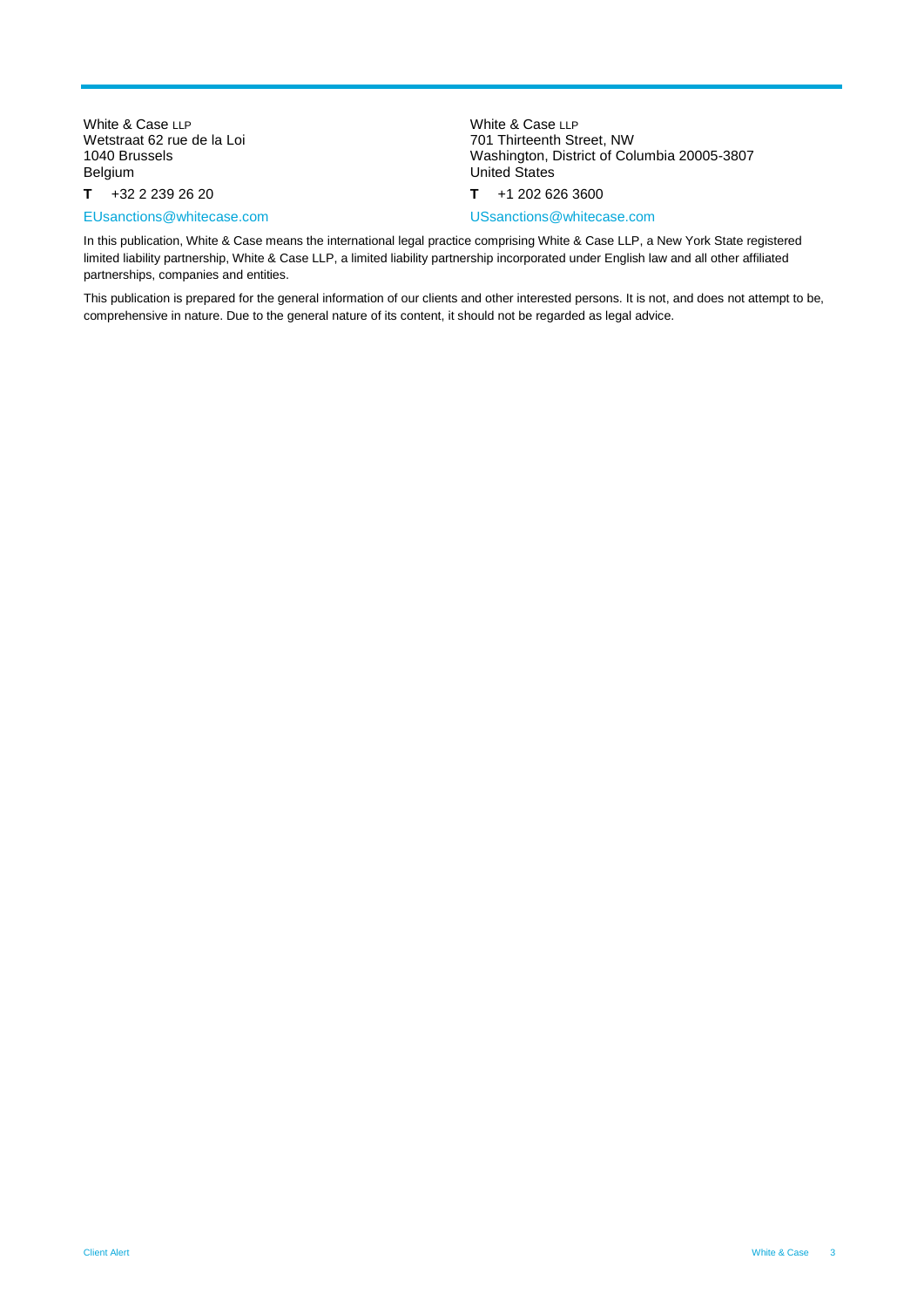White & Case LLP
Wetstraat 62 rue de la Loi
1040 Brussels
Belgium

**T** +32 2 239 26 20

EUsanctions@whitecase.com

White & Case LLP
701 Thirteenth Street, NW
Washington, District of Columbia 20005-3807
United States

**T** +1 202 626 3600

USsanctions@whitecase.com

In this publication, White & Case means the international legal practice comprising White & Case LLP, a New York State registered limited liability partnership, White & Case LLP, a limited liability partnership incorporated under English law and all other affiliated partnerships, companies and entities.

This publication is prepared for the general information of our clients and other interested persons. It is not, and does not attempt to be, comprehensive in nature. Due to the general nature of its content, it should not be regarded as legal advice.